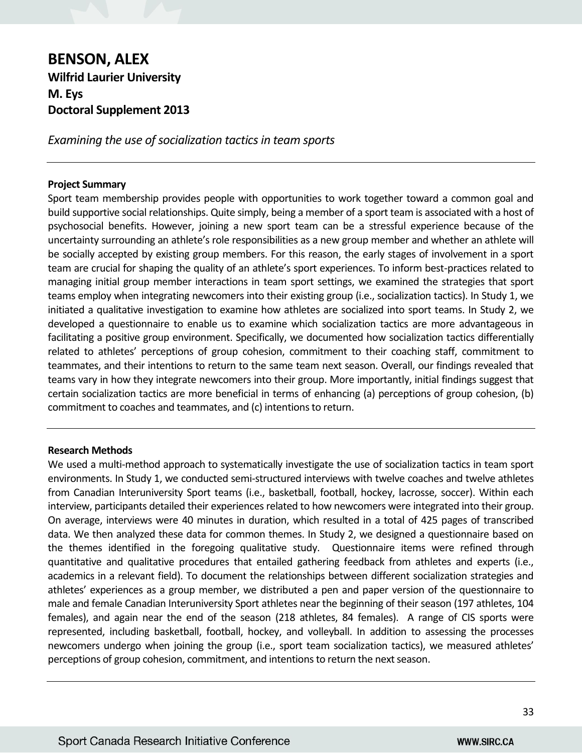# BENSON, ALEX

**Wilfrid Laurier University**
**M. Eys**
**Doctoral Supplement 2013**

*Examining the use of socialization tactics in team sports*

---

**Project Summary**

Sport team membership provides people with opportunities to work together toward a common goal and build supportive social relationships. Quite simply, being a member of a sport team is associated with a host of psychosocial benefits. However, joining a new sport team can be a stressful experience because of the uncertainty surrounding an athlete's role responsibilities as a new group member and whether an athlete will be socially accepted by existing group members. For this reason, the early stages of involvement in a sport team are crucial for shaping the quality of an athlete's sport experiences. To inform best-practices related to managing initial group member interactions in team sport settings, we examined the strategies that sport teams employ when integrating newcomers into their existing group (i.e., socialization tactics). In Study 1, we initiated a qualitative investigation to examine how athletes are socialized into sport teams. In Study 2, we developed a questionnaire to enable us to examine which socialization tactics are more advantageous in facilitating a positive group environment. Specifically, we documented how socialization tactics differentially related to athletes' perceptions of group cohesion, commitment to their coaching staff, commitment to teammates, and their intentions to return to the same team next season. Overall, our findings revealed that teams vary in how they integrate newcomers into their group. More importantly, initial findings suggest that certain socialization tactics are more beneficial in terms of enhancing (a) perceptions of group cohesion, (b) commitment to coaches and teammates, and (c) intentions to return.

---

**Research Methods**

We used a multi-method approach to systematically investigate the use of socialization tactics in team sport environments. In Study 1, we conducted semi-structured interviews with twelve coaches and twelve athletes from Canadian Interuniversity Sport teams (i.e., basketball, football, hockey, lacrosse, soccer). Within each interview, participants detailed their experiences related to how newcomers were integrated into their group. On average, interviews were 40 minutes in duration, which resulted in a total of 425 pages of transcribed data. We then analyzed these data for common themes. In Study 2, we designed a questionnaire based on the themes identified in the foregoing qualitative study. Questionnaire items were refined through quantitative and qualitative procedures that entailed gathering feedback from athletes and experts (i.e., academics in a relevant field). To document the relationships between different socialization strategies and athletes' experiences as a group member, we distributed a pen and paper version of the questionnaire to male and female Canadian Interuniversity Sport athletes near the beginning of their season (197 athletes, 104 females), and again near the end of the season (218 athletes, 84 females). A range of CIS sports were represented, including basketball, football, hockey, and volleyball. In addition to assessing the processes newcomers undergo when joining the group (i.e., sport team socialization tactics), we measured athletes' perceptions of group cohesion, commitment, and intentions to return the next season.

---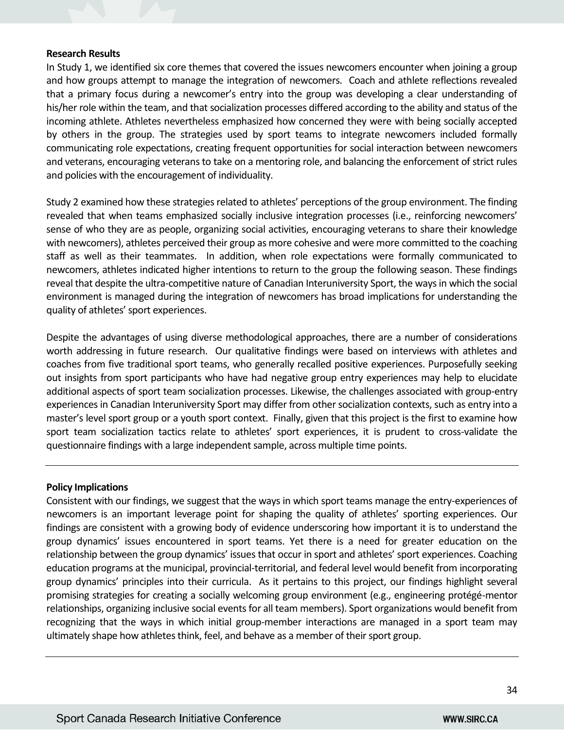**Research Results**

In Study 1, we identified six core themes that covered the issues newcomers encounter when joining a group and how groups attempt to manage the integration of newcomers. Coach and athlete reflections revealed that a primary focus during a newcomer's entry into the group was developing a clear understanding of his/her role within the team, and that socialization processes differed according to the ability and status of the incoming athlete. Athletes nevertheless emphasized how concerned they were with being socially accepted by others in the group. The strategies used by sport teams to integrate newcomers included formally communicating role expectations, creating frequent opportunities for social interaction between newcomers and veterans, encouraging veterans to take on a mentoring role, and balancing the enforcement of strict rules and policies with the encouragement of individuality.

Study 2 examined how these strategies related to athletes' perceptions of the group environment. The finding revealed that when teams emphasized socially inclusive integration processes (i.e., reinforcing newcomers' sense of who they are as people, organizing social activities, encouraging veterans to share their knowledge with newcomers), athletes perceived their group as more cohesive and were more committed to the coaching staff as well as their teammates. In addition, when role expectations were formally communicated to newcomers, athletes indicated higher intentions to return to the group the following season. These findings reveal that despite the ultra-competitive nature of Canadian Interuniversity Sport, the ways in which the social environment is managed during the integration of newcomers has broad implications for understanding the quality of athletes' sport experiences.

Despite the advantages of using diverse methodological approaches, there are a number of considerations worth addressing in future research. Our qualitative findings were based on interviews with athletes and coaches from five traditional sport teams, who generally recalled positive experiences. Purposefully seeking out insights from sport participants who have had negative group entry experiences may help to elucidate additional aspects of sport team socialization processes. Likewise, the challenges associated with group-entry experiences in Canadian Interuniversity Sport may differ from other socialization contexts, such as entry into a master's level sport group or a youth sport context. Finally, given that this project is the first to examine how sport team socialization tactics relate to athletes' sport experiences, it is prudent to cross-validate the questionnaire findings with a large independent sample, across multiple time points.

---

**Policy Implications**

Consistent with our findings, we suggest that the ways in which sport teams manage the entry-experiences of newcomers is an important leverage point for shaping the quality of athletes' sporting experiences. Our findings are consistent with a growing body of evidence underscoring how important it is to understand the group dynamics' issues encountered in sport teams. Yet there is a need for greater education on the relationship between the group dynamics' issues that occur in sport and athletes' sport experiences. Coaching education programs at the municipal, provincial-territorial, and federal level would benefit from incorporating group dynamics' principles into their curricula. As it pertains to this project, our findings highlight several promising strategies for creating a socially welcoming group environment (e.g., engineering protégé-mentor relationships, organizing inclusive social events for all team members). Sport organizations would benefit from recognizing that the ways in which initial group-member interactions are managed in a sport team may ultimately shape how athletes think, feel, and behave as a member of their sport group.

---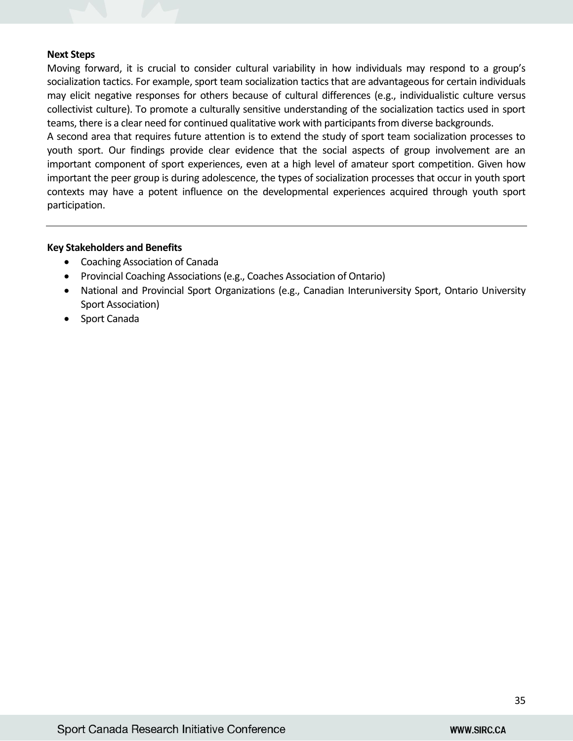**Next Steps**

Moving forward, it is crucial to consider cultural variability in how individuals may respond to a group's socialization tactics. For example, sport team socialization tactics that are advantageous for certain individuals may elicit negative responses for others because of cultural differences (e.g., individualistic culture versus collectivist culture). To promote a culturally sensitive understanding of the socialization tactics used in sport teams, there is a clear need for continued qualitative work with participants from diverse backgrounds.

A second area that requires future attention is to extend the study of sport team socialization processes to youth sport. Our findings provide clear evidence that the social aspects of group involvement are an important component of sport experiences, even at a high level of amateur sport competition. Given how important the peer group is during adolescence, the types of socialization processes that occur in youth sport contexts may have a potent influence on the developmental experiences acquired through youth sport participation.

---

**Key Stakeholders and Benefits**

- Coaching Association of Canada
- Provincial Coaching Associations (e.g., Coaches Association of Ontario)
- National and Provincial Sport Organizations (e.g., Canadian Interuniversity Sport, Ontario University Sport Association)
- Sport Canada